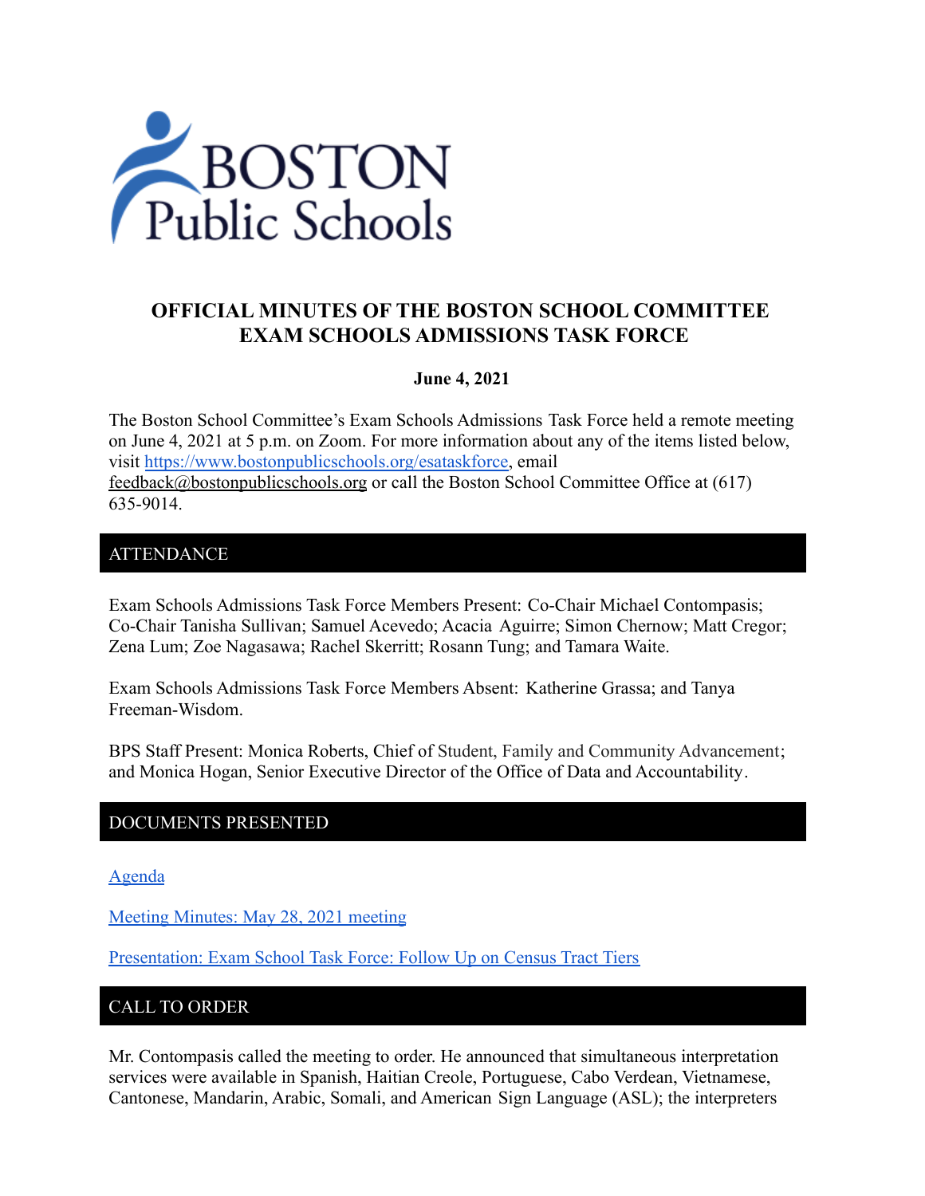# OFFICIAL MINUTES OF THE BOSTON SCHOOL COMMITTEE EXAM SCHOOLS ADMISSIONS TASK FORCE

**June 4, 2021**

The Boston School Committee's Exam Schools Admissions Task Force held a remote meeting on June 4, 2021 at 5 p.m. on Zoom. For more information about any of the items listed below, visit https://www.bostonpublicschools.org/esataskforce, email feedback@bostonpublicschools.org or call the Boston School Committee Office at (617) 635-9014.

## ATTENDANCE

Exam Schools Admissions Task Force Members Present: Co-Chair Michael Contompasis; Co-Chair Tanisha Sullivan; Samuel Acevedo; Acacia Aguirre; Simon Chernow; Matt Cregor; Zena Lum; Zoe Nagasawa; Rachel Skerritt; Rosann Tung; and Tamara Waite.

Exam Schools Admissions Task Force Members Absent: Katherine Grassa; and Tanya Freeman-Wisdom.

BPS Staff Present: Monica Roberts, Chief of Student, Family and Community Advancement; and Monica Hogan, Senior Executive Director of the Office of Data and Accountability.

## DOCUMENTS PRESENTED

Agenda

Meeting Minutes: May 28, 2021 meeting

Presentation: Exam School Task Force: Follow Up on Census Tract Tiers

## CALL TO ORDER

Mr. Contompasis called the meeting to order. He announced that simultaneous interpretation services were available in Spanish, Haitian Creole, Portuguese, Cabo Verdean, Vietnamese, Cantonese, Mandarin, Arabic, Somali, and American Sign Language (ASL); the interpreters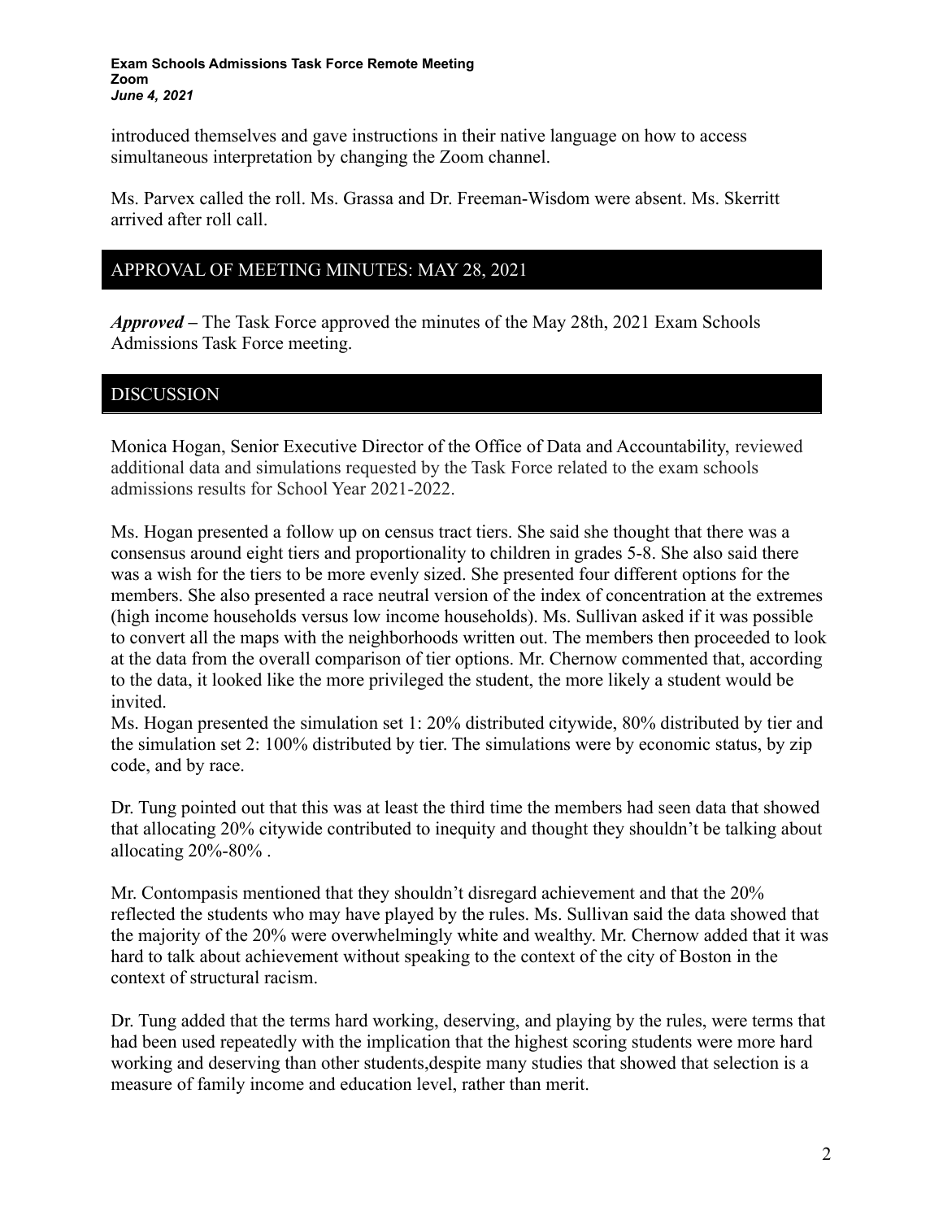introduced themselves and gave instructions in their native language on how to access simultaneous interpretation by changing the Zoom channel.

Ms. Parvex called the roll. Ms. Grassa and Dr. Freeman-Wisdom were absent. Ms. Skerritt arrived after roll call.

## APPROVAL OF MEETING MINUTES: MAY 28, 2021

***Approved –*** The Task Force approved the minutes of the May 28th, 2021 Exam Schools Admissions Task Force meeting.

## DISCUSSION

Monica Hogan, Senior Executive Director of the Office of Data and Accountability, reviewed additional data and simulations requested by the Task Force related to the exam schools admissions results for School Year 2021-2022.

Ms. Hogan presented a follow up on census tract tiers. She said she thought that there was a consensus around eight tiers and proportionality to children in grades 5-8. She also said there was a wish for the tiers to be more evenly sized. She presented four different options for the members. She also presented a race neutral version of the index of concentration at the extremes (high income households versus low income households). Ms. Sullivan asked if it was possible to convert all the maps with the neighborhoods written out. The members then proceeded to look at the data from the overall comparison of tier options. Mr. Chernow commented that, according to the data, it looked like the more privileged the student, the more likely a student would be invited.

Ms. Hogan presented the simulation set 1: 20% distributed citywide, 80% distributed by tier and the simulation set 2: 100% distributed by tier. The simulations were by economic status, by zip code, and by race.

Dr. Tung pointed out that this was at least the third time the members had seen data that showed that allocating 20% citywide contributed to inequity and thought they shouldn't be talking about allocating 20%-80% .

Mr. Contompasis mentioned that they shouldn't disregard achievement and that the 20% reflected the students who may have played by the rules. Ms. Sullivan said the data showed that the majority of the 20% were overwhelmingly white and wealthy. Mr. Chernow added that it was hard to talk about achievement without speaking to the context of the city of Boston in the context of structural racism.

Dr. Tung added that the terms hard working, deserving, and playing by the rules, were terms that had been used repeatedly with the implication that the highest scoring students were more hard working and deserving than other students,despite many studies that showed that selection is a measure of family income and education level, rather than merit.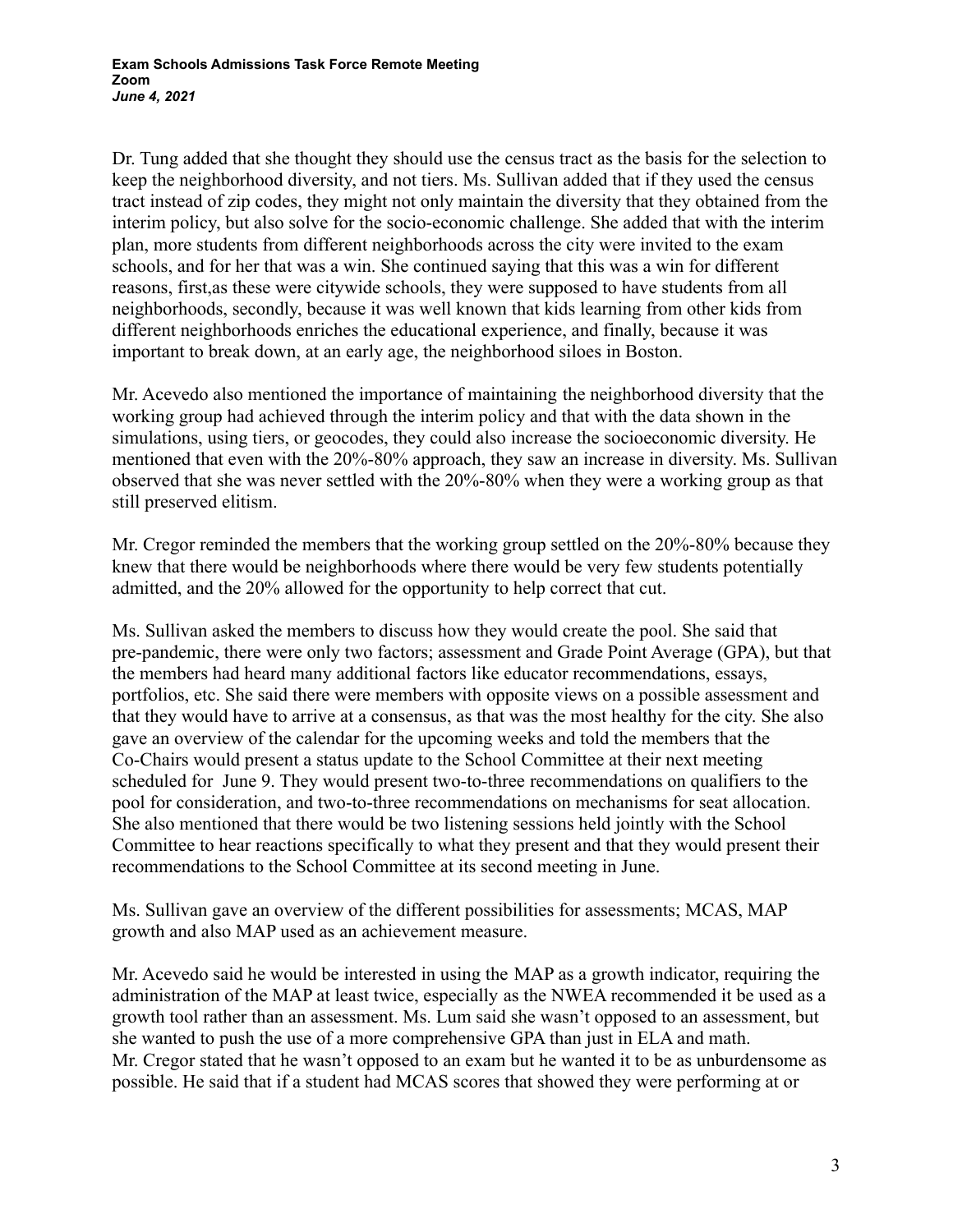Dr. Tung added that she thought they should use the census tract as the basis for the selection to keep the neighborhood diversity, and not tiers. Ms. Sullivan added that if they used the census tract instead of zip codes, they might not only maintain the diversity that they obtained from the interim policy, but also solve for the socio-economic challenge. She added that with the interim plan, more students from different neighborhoods across the city were invited to the exam schools, and for her that was a win. She continued saying that this was a win for different reasons, first,as these were citywide schools, they were supposed to have students from all neighborhoods, secondly, because it was well known that kids learning from other kids from different neighborhoods enriches the educational experience, and finally, because it was important to break down, at an early age, the neighborhood siloes in Boston.

Mr. Acevedo also mentioned the importance of maintaining the neighborhood diversity that the working group had achieved through the interim policy and that with the data shown in the simulations, using tiers, or geocodes, they could also increase the socioeconomic diversity. He mentioned that even with the 20%-80% approach, they saw an increase in diversity. Ms. Sullivan observed that she was never settled with the 20%-80% when they were a working group as that still preserved elitism.

Mr. Cregor reminded the members that the working group settled on the 20%-80% because they knew that there would be neighborhoods where there would be very few students potentially admitted, and the 20% allowed for the opportunity to help correct that cut.

Ms. Sullivan asked the members to discuss how they would create the pool. She said that pre-pandemic, there were only two factors; assessment and Grade Point Average (GPA), but that the members had heard many additional factors like educator recommendations, essays, portfolios, etc. She said there were members with opposite views on a possible assessment and that they would have to arrive at a consensus, as that was the most healthy for the city. She also gave an overview of the calendar for the upcoming weeks and told the members that the Co-Chairs would present a status update to the School Committee at their next meeting scheduled for June 9. They would present two-to-three recommendations on qualifiers to the pool for consideration, and two-to-three recommendations on mechanisms for seat allocation. She also mentioned that there would be two listening sessions held jointly with the School Committee to hear reactions specifically to what they present and that they would present their recommendations to the School Committee at its second meeting in June.

Ms. Sullivan gave an overview of the different possibilities for assessments; MCAS, MAP growth and also MAP used as an achievement measure.

Mr. Acevedo said he would be interested in using the MAP as a growth indicator, requiring the administration of the MAP at least twice, especially as the NWEA recommended it be used as a growth tool rather than an assessment. Ms. Lum said she wasn't opposed to an assessment, but she wanted to push the use of a more comprehensive GPA than just in ELA and math. Mr. Cregor stated that he wasn't opposed to an exam but he wanted it to be as unburdensome as possible. He said that if a student had MCAS scores that showed they were performing at or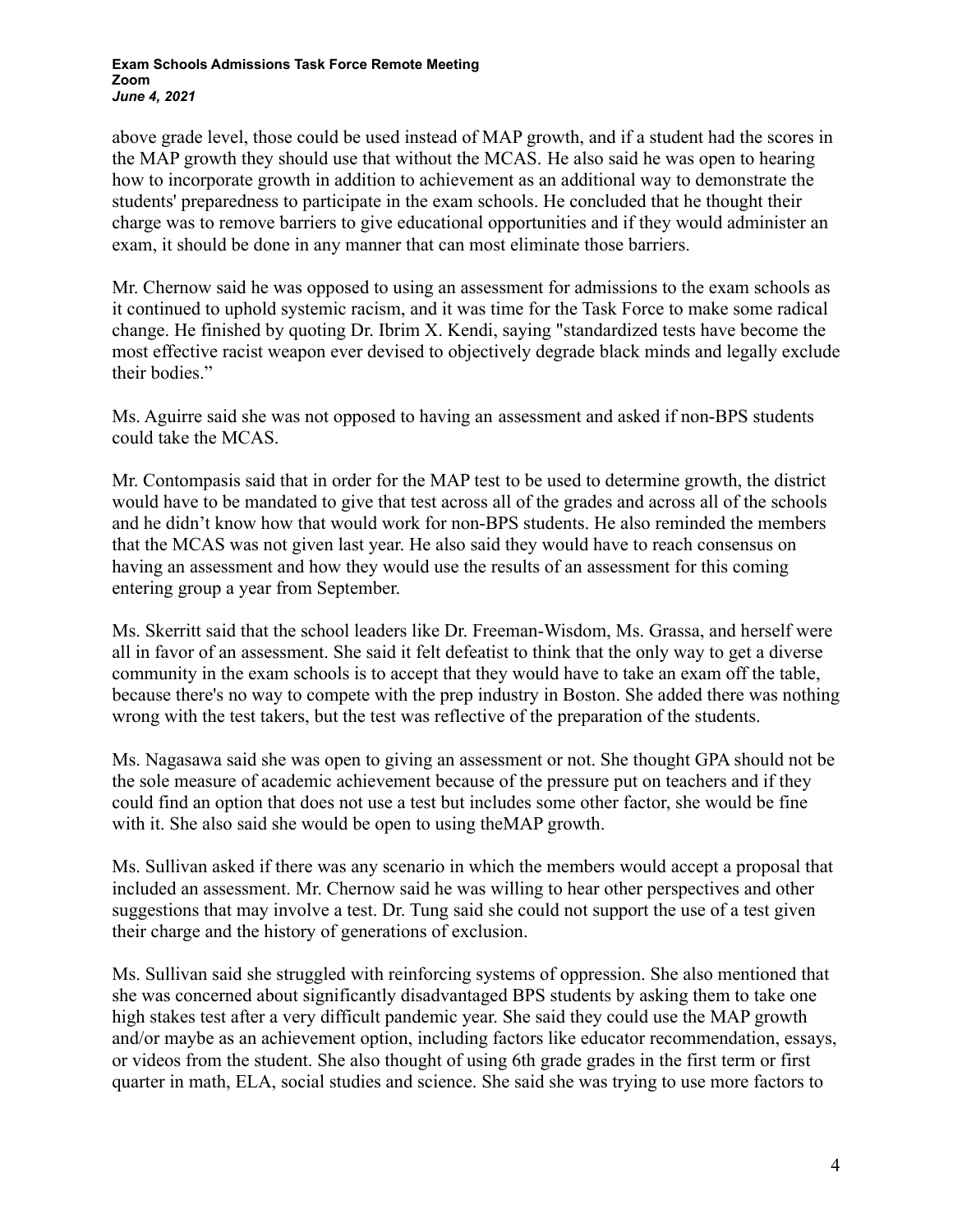above grade level, those could be used instead of MAP growth, and if a student had the scores in the MAP growth they should use that without the MCAS. He also said he was open to hearing how to incorporate growth in addition to achievement as an additional way to demonstrate the students' preparedness to participate in the exam schools. He concluded that he thought their charge was to remove barriers to give educational opportunities and if they would administer an exam, it should be done in any manner that can most eliminate those barriers.

Mr. Chernow said he was opposed to using an assessment for admissions to the exam schools as it continued to uphold systemic racism, and it was time for the Task Force to make some radical change. He finished by quoting Dr. Ibrim X. Kendi, saying "standardized tests have become the most effective racist weapon ever devised to objectively degrade black minds and legally exclude their bodies."

Ms. Aguirre said she was not opposed to having an assessment and asked if non-BPS students could take the MCAS.

Mr. Contompasis said that in order for the MAP test to be used to determine growth, the district would have to be mandated to give that test across all of the grades and across all of the schools and he didn't know how that would work for non-BPS students. He also reminded the members that the MCAS was not given last year. He also said they would have to reach consensus on having an assessment and how they would use the results of an assessment for this coming entering group a year from September.

Ms. Skerritt said that the school leaders like Dr. Freeman-Wisdom, Ms. Grassa, and herself were all in favor of an assessment. She said it felt defeatist to think that the only way to get a diverse community in the exam schools is to accept that they would have to take an exam off the table, because there's no way to compete with the prep industry in Boston. She added there was nothing wrong with the test takers, but the test was reflective of the preparation of the students.

Ms. Nagasawa said she was open to giving an assessment or not. She thought GPA should not be the sole measure of academic achievement because of the pressure put on teachers and if they could find an option that does not use a test but includes some other factor, she would be fine with it. She also said she would be open to using theMAP growth.

Ms. Sullivan asked if there was any scenario in which the members would accept a proposal that included an assessment. Mr. Chernow said he was willing to hear other perspectives and other suggestions that may involve a test. Dr. Tung said she could not support the use of a test given their charge and the history of generations of exclusion.

Ms. Sullivan said she struggled with reinforcing systems of oppression. She also mentioned that she was concerned about significantly disadvantaged BPS students by asking them to take one high stakes test after a very difficult pandemic year. She said they could use the MAP growth and/or maybe as an achievement option, including factors like educator recommendation, essays, or videos from the student. She also thought of using 6th grade grades in the first term or first quarter in math, ELA, social studies and science. She said she was trying to use more factors to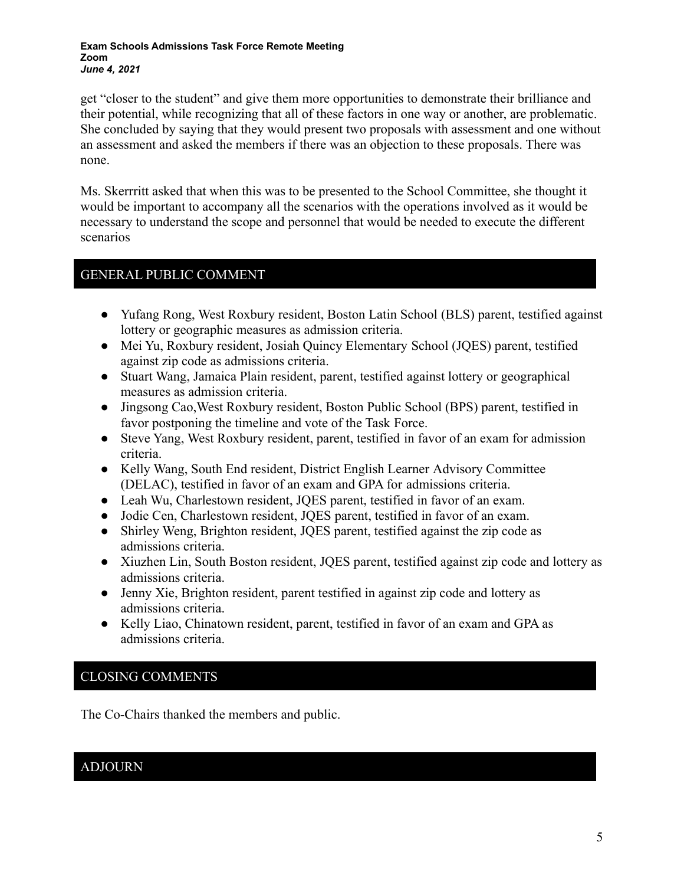get "closer to the student" and give them more opportunities to demonstrate their brilliance and their potential, while recognizing that all of these factors in one way or another, are problematic. She concluded by saying that they would present two proposals with assessment and one without an assessment and asked the members if there was an objection to these proposals. There was none.

Ms. Skerrritt asked that when this was to be presented to the School Committee, she thought it would be important to accompany all the scenarios with the operations involved as it would be necessary to understand the scope and personnel that would be needed to execute the different scenarios

## GENERAL PUBLIC COMMENT

- Yufang Rong, West Roxbury resident, Boston Latin School (BLS) parent, testified against lottery or geographic measures as admission criteria.
- Mei Yu, Roxbury resident, Josiah Quincy Elementary School (JQES) parent, testified against zip code as admissions criteria.
- Stuart Wang, Jamaica Plain resident, parent, testified against lottery or geographical measures as admission criteria.
- Jingsong Cao,West Roxbury resident, Boston Public School (BPS) parent, testified in favor postponing the timeline and vote of the Task Force.
- Steve Yang, West Roxbury resident, parent, testified in favor of an exam for admission criteria.
- Kelly Wang, South End resident, District English Learner Advisory Committee (DELAC), testified in favor of an exam and GPA for admissions criteria.
- Leah Wu, Charlestown resident, JQES parent, testified in favor of an exam.
- Jodie Cen, Charlestown resident, JQES parent, testified in favor of an exam.
- Shirley Weng, Brighton resident, JQES parent, testified against the zip code as admissions criteria.
- Xiuzhen Lin, South Boston resident, JQES parent, testified against zip code and lottery as admissions criteria.
- Jenny Xie, Brighton resident, parent testified in against zip code and lottery as admissions criteria.
- Kelly Liao, Chinatown resident, parent, testified in favor of an exam and GPA as admissions criteria.

## CLOSING COMMENTS

The Co-Chairs thanked the members and public.

## ADJOURN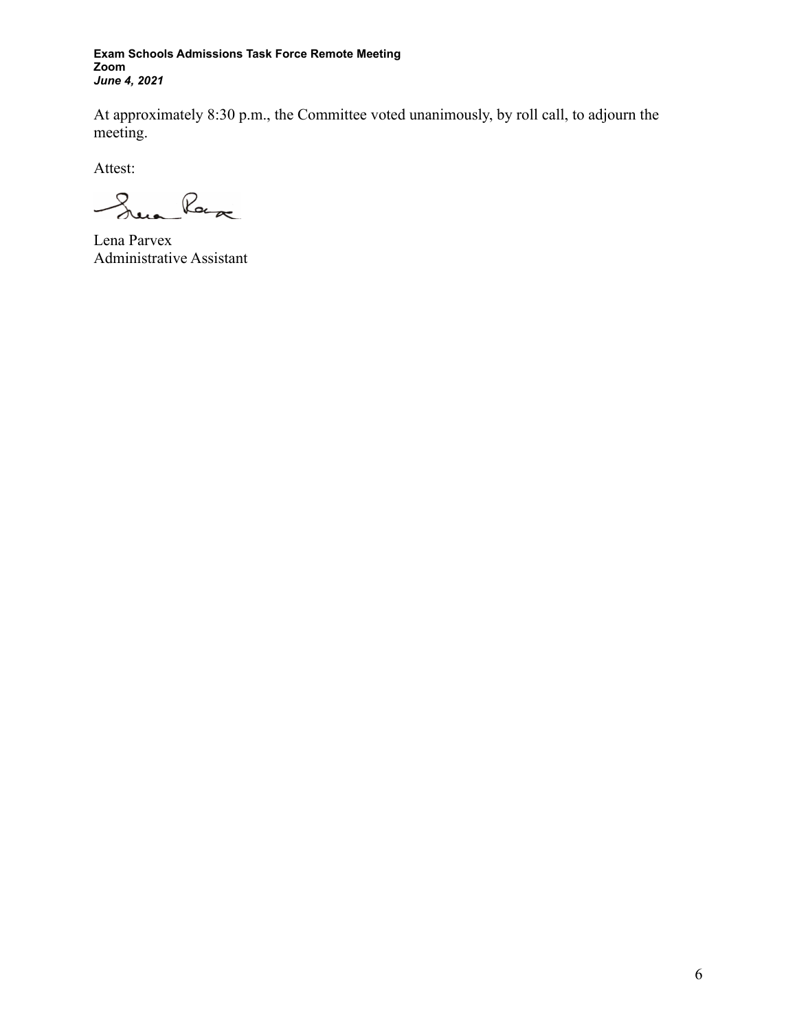At approximately 8:30 p.m., the Committee voted unanimously, by roll call, to adjourn the meeting.

Attest:

Lena Parvex
Administrative Assistant